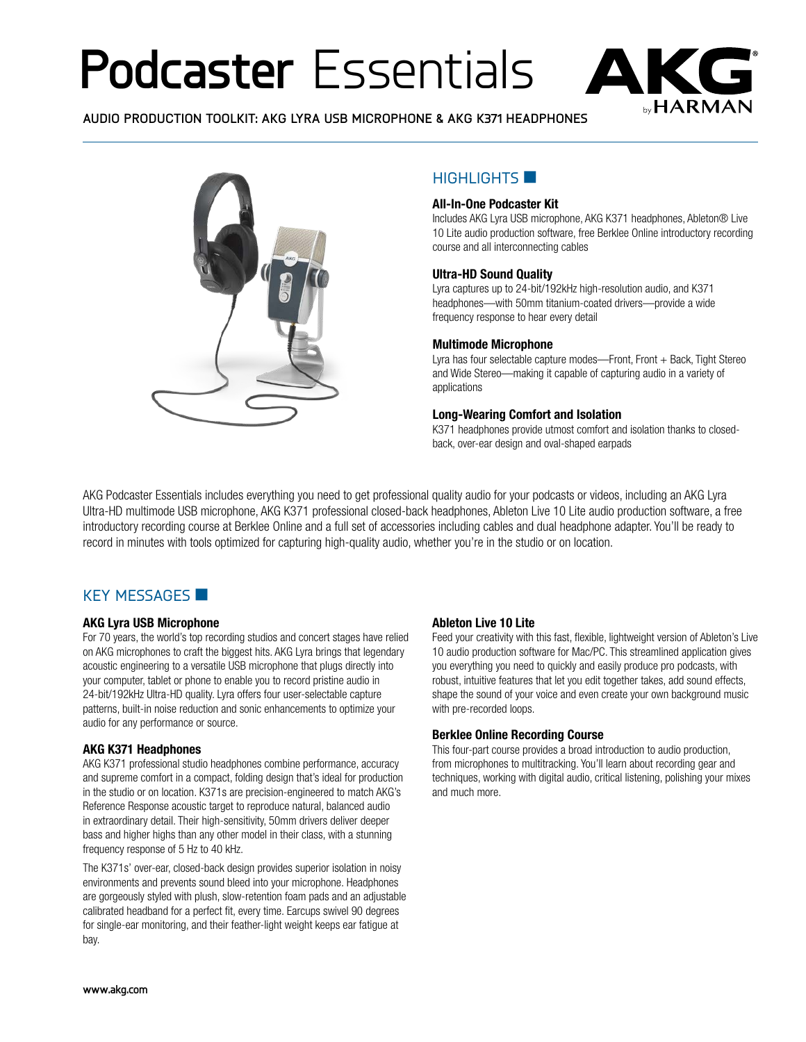# Podcaster Essentials

AUDIO PRODUCTION TOOLKIT: AKG LYRA USB MICROPHONE & AKG K371 HEADPHONES

## HIGHLIGHTS

**All-In-One Podcaster Kit**
Includes AKG Lyra USB microphone, AKG K371 headphones, Ableton® Live 10 Lite audio production software, free Berklee Online introductory recording course and all interconnecting cables

**Ultra-HD Sound Quality**
Lyra captures up to 24-bit/192kHz high-resolution audio, and K371 headphones—with 50mm titanium-coated drivers—provide a wide frequency response to hear every detail

**Multimode Microphone**
Lyra has four selectable capture modes—Front, Front + Back, Tight Stereo and Wide Stereo—making it capable of capturing audio in a variety of applications

**Long-Wearing Comfort and Isolation**
K371 headphones provide utmost comfort and isolation thanks to closed-back, over-ear design and oval-shaped earpads

AKG Podcaster Essentials includes everything you need to get professional quality audio for your podcasts or videos, including an AKG Lyra Ultra-HD multimode USB microphone, AKG K371 professional closed-back headphones, Ableton Live 10 Lite audio production software, a free introductory recording course at Berklee Online and a full set of accessories including cables and dual headphone adapter. You'll be ready to record in minutes with tools optimized for capturing high-quality audio, whether you're in the studio or on location.

## KEY MESSAGES

**AKG Lyra USB Microphone**
For 70 years, the world's top recording studios and concert stages have relied on AKG microphones to craft the biggest hits. AKG Lyra brings that legendary acoustic engineering to a versatile USB microphone that plugs directly into your computer, tablet or phone to enable you to record pristine audio in 24-bit/192kHz Ultra-HD quality. Lyra offers four user-selectable capture patterns, built-in noise reduction and sonic enhancements to optimize your audio for any performance or source.

**AKG K371 Headphones**
AKG K371 professional studio headphones combine performance, accuracy and supreme comfort in a compact, folding design that's ideal for production in the studio or on location. K371s are precision-engineered to match AKG's Reference Response acoustic target to reproduce natural, balanced audio in extraordinary detail. Their high-sensitivity, 50mm drivers deliver deeper bass and higher highs than any other model in their class, with a stunning frequency response of 5 Hz to 40 kHz.

The K371s' over-ear, closed-back design provides superior isolation in noisy environments and prevents sound bleed into your microphone. Headphones are gorgeously styled with plush, slow-retention foam pads and an adjustable calibrated headband for a perfect fit, every time. Earcups swivel 90 degrees for single-ear monitoring, and their feather-light weight keeps ear fatigue at bay.

**Ableton Live 10 Lite**
Feed your creativity with this fast, flexible, lightweight version of Ableton's Live 10 audio production software for Mac/PC. This streamlined application gives you everything you need to quickly and easily produce pro podcasts, with robust, intuitive features that let you edit together takes, add sound effects, shape the sound of your voice and even create your own background music with pre-recorded loops.

**Berklee Online Recording Course**
This four-part course provides a broad introduction to audio production, from microphones to multitracking. You'll learn about recording gear and techniques, working with digital audio, critical listening, polishing your mixes and much more.

www.akg.com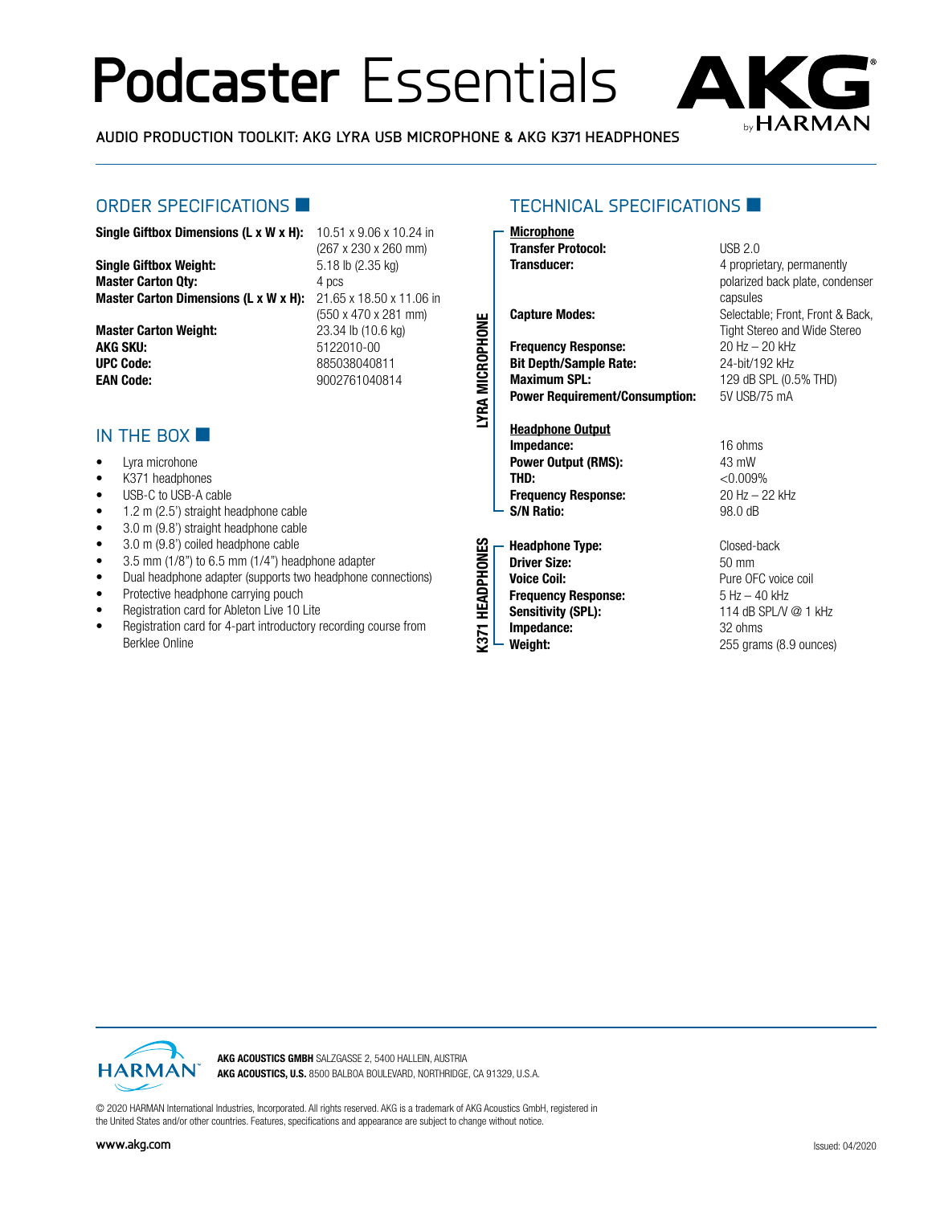# Podcaster Essentials

AUDIO PRODUCTION TOOLKIT: AKG LYRA USB MICROPHONE & AKG K371 HEADPHONES

## ORDER SPECIFICATIONS

| | |
|---|---|
| **Single Giftbox Dimensions (L x W x H):** | 10.51 x 9.06 x 10.24 in (267 x 230 x 260 mm) |
| **Single Giftbox Weight:** | 5.18 lb (2.35 kg) |
| **Master Carton Qty:** | 4 pcs |
| **Master Carton Dimensions (L x W x H):** | 21.65 x 18.50 x 11.06 in (550 x 470 x 281 mm) |
| **Master Carton Weight:** | 23.34 lb (10.6 kg) |
| **AKG SKU:** | 5122010-00 |
| **UPC Code:** | 885038040811 |
| **EAN Code:** | 9002761040814 |

## IN THE BOX

- Lyra microhone
- K371 headphones
- USB-C to USB-A cable
- 1.2 m (2.5') straight headphone cable
- 3.0 m (9.8') straight headphone cable
- 3.0 m (9.8') coiled headphone cable
- 3.5 mm (1/8") to 6.5 mm (1/4") headphone adapter
- Dual headphone adapter (supports two headphone connections)
- Protective headphone carrying pouch
- Registration card for Ableton Live 10 Lite
- Registration card for 4-part introductory recording course from Berklee Online

## TECHNICAL SPECIFICATIONS

### LYRA MICROPHONE

**Microphone**

| | |
|---|---|
| **Transfer Protocol:** | USB 2.0 |
| **Transducer:** | 4 proprietary, permanently polarized back plate, condenser capsules |
| **Capture Modes:** | Selectable; Front, Front & Back, Tight Stereo and Wide Stereo |
| **Frequency Response:** | 20 Hz – 20 kHz |
| **Bit Depth/Sample Rate:** | 24-bit/192 kHz |
| **Maximum SPL:** | 129 dB SPL (0.5% THD) |
| **Power Requirement/Consumption:** | 5V USB/75 mA |

**Headphone Output**

| | |
|---|---|
| **Impedance:** | 16 ohms |
| **Power Output (RMS):** | 43 mW |
| **THD:** | <0.009% |
| **Frequency Response:** | 20 Hz – 22 kHz |
| **S/N Ratio:** | 98.0 dB |

### K371 HEADPHONES

| | |
|---|---|
| **Headphone Type:** | Closed-back |
| **Driver Size:** | 50 mm |
| **Voice Coil:** | Pure OFC voice coil |
| **Frequency Response:** | 5 Hz – 40 kHz |
| **Sensitivity (SPL):** | 114 dB SPL/V @ 1 kHz |
| **Impedance:** | 32 ohms |
| **Weight:** | 255 grams (8.9 ounces) |

**AKG ACOUSTICS GMBH** SALZGASSE 2, 5400 HALLEIN, AUSTRIA
**AKG ACOUSTICS, U.S.** 8500 BALBOA BOULEVARD, NORTHRIDGE, CA 91329, U.S.A.

© 2020 HARMAN International Industries, Incorporated. All rights reserved. AKG is a trademark of AKG Acoustics GmbH, registered in the United States and/or other countries. Features, specifications and appearance are subject to change without notice.

www.akg.com

Issued: 04/2020